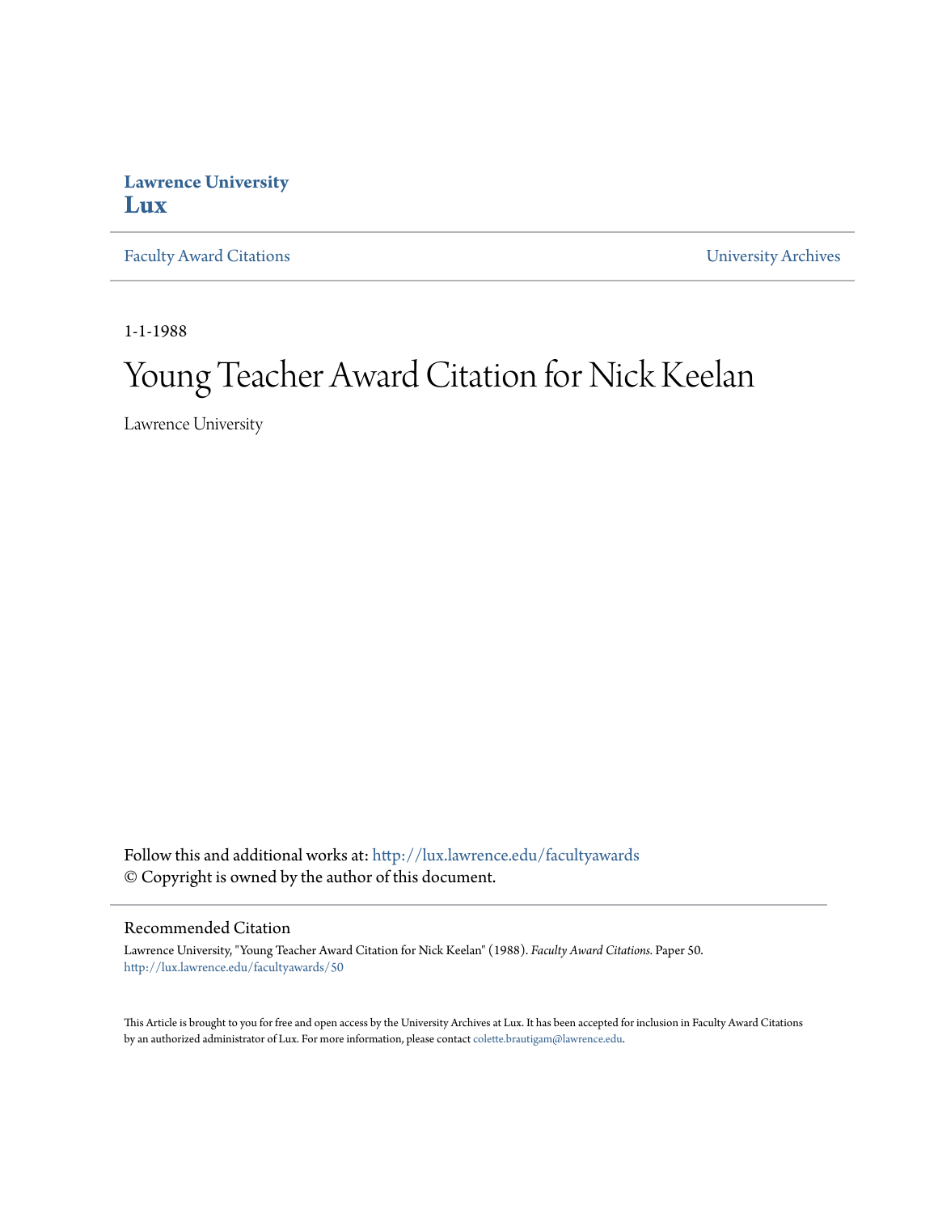**Lawrence University**
**Lux**

Faculty Award Citations | University Archives

1-1-1988

# Young Teacher Award Citation for Nick Keelan

Lawrence University

Follow this and additional works at: http://lux.lawrence.edu/facultyawards
© Copyright is owned by the author of this document.

## Recommended Citation

Lawrence University, "Young Teacher Award Citation for Nick Keelan" (1988). *Faculty Award Citations.* Paper 50.
http://lux.lawrence.edu/facultyawards/50

This Article is brought to you for free and open access by the University Archives at Lux. It has been accepted for inclusion in Faculty Award Citations by an authorized administrator of Lux. For more information, please contact colette.brautigam@lawrence.edu.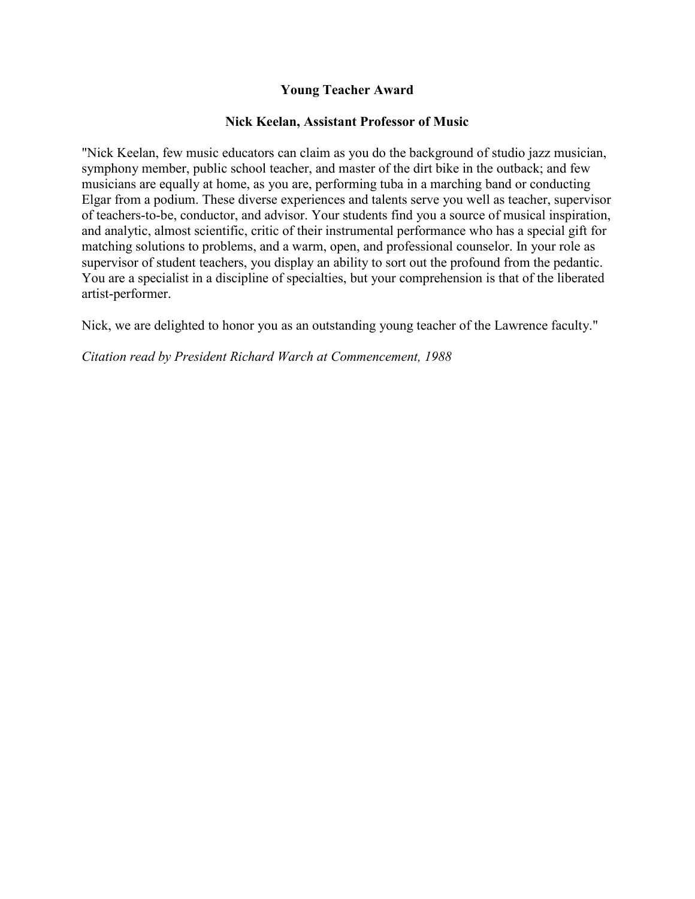**Young Teacher Award**

**Nick Keelan, Assistant Professor of Music**

"Nick Keelan, few music educators can claim as you do the background of studio jazz musician, symphony member, public school teacher, and master of the dirt bike in the outback; and few musicians are equally at home, as you are, performing tuba in a marching band or conducting Elgar from a podium. These diverse experiences and talents serve you well as teacher, supervisor of teachers-to-be, conductor, and advisor. Your students find you a source of musical inspiration, and analytic, almost scientific, critic of their instrumental performance who has a special gift for matching solutions to problems, and a warm, open, and professional counselor. In your role as supervisor of student teachers, you display an ability to sort out the profound from the pedantic. You are a specialist in a discipline of specialties, but your comprehension is that of the liberated artist-performer.

Nick, we are delighted to honor you as an outstanding young teacher of the Lawrence faculty."

*Citation read by President Richard Warch at Commencement, 1988*